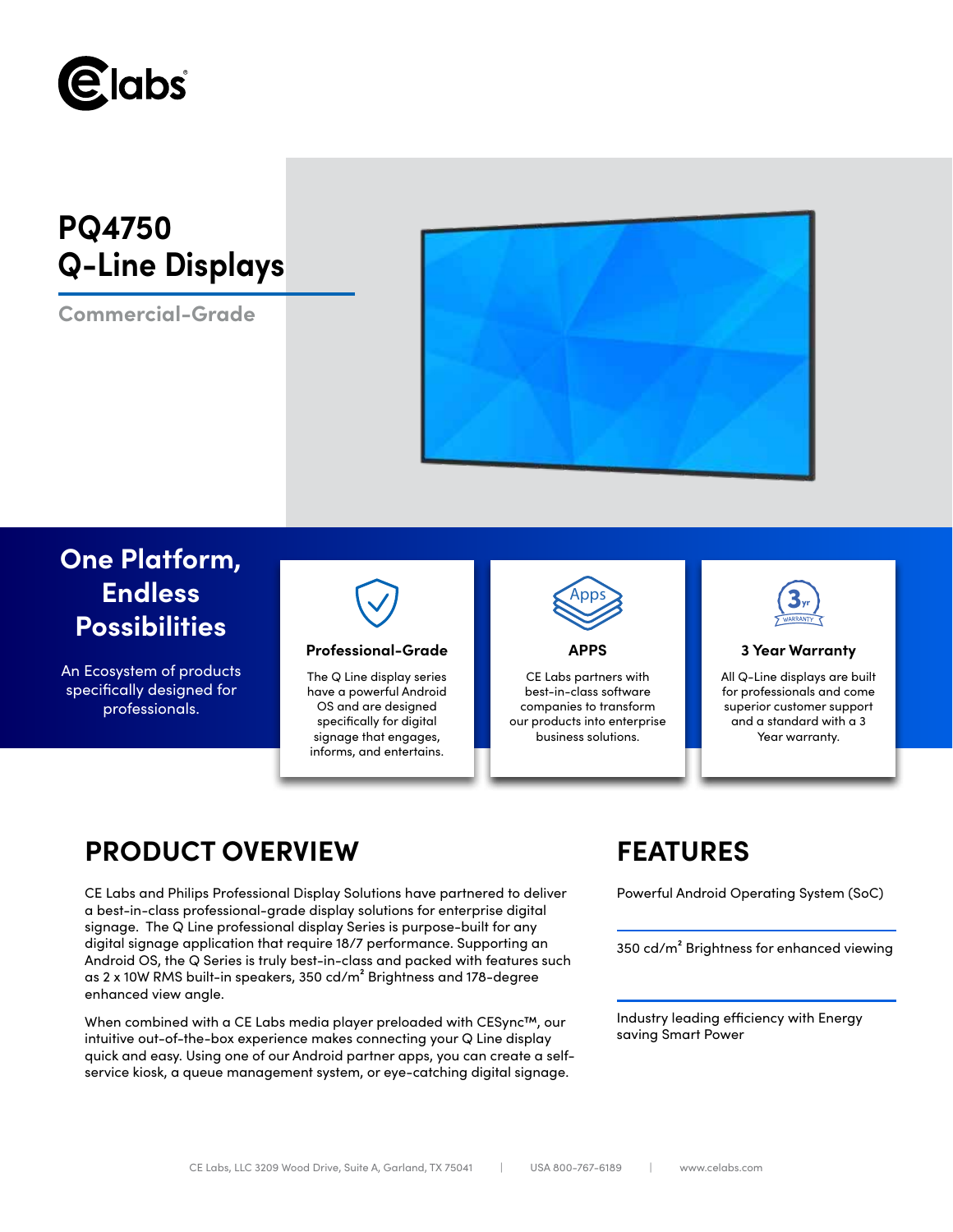# PQ4750 Q-Line Displays

**Commercial-Grade**

## One Platform, Endless Possibilities

An Ecosystem of products specifically designed for professionals.

### Professional-Grade

The Q Line display series have a powerful Android OS and are designed specifically for digital signage that engages, informs, and entertains.

### APPS

CE Labs partners with best-in-class software companies to transform our products into enterprise business solutions.

### 3 Year Warranty

All Q-Line displays are built for professionals and come superior customer support and a standard with a 3 Year warranty.

## PRODUCT OVERVIEW

CE Labs and Philips Professional Display Solutions have partnered to deliver a best-in-class professional-grade display solutions for enterprise digital signage. The Q Line professional display Series is purpose-built for any digital signage application that require 18/7 performance. Supporting an Android OS, the Q Series is truly best-in-class and packed with features such as 2 x 10W RMS built-in speakers, 350 cd/m² Brightness and 178-degree enhanced view angle.

When combined with a CE Labs media player preloaded with CESync™, our intuitive out-of-the-box experience makes connecting your Q Line display quick and easy. Using one of our Android partner apps, you can create a self-service kiosk, a queue management system, or eye-catching digital signage.

## FEATURES

Powerful Android Operating System (SoC)

350 cd/m² Brightness for enhanced viewing

Industry leading efficiency with Energy saving Smart Power

CE Labs, LLC 3209 Wood Drive, Suite A, Garland, TX 75041 | USA 800-767-6189 | www.celabs.com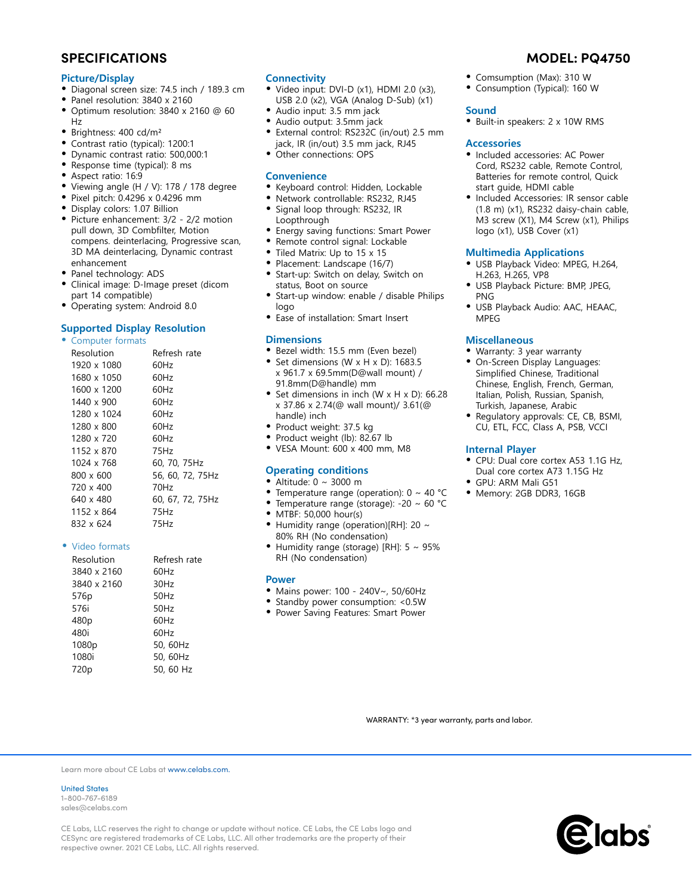# SPECIFICATIONS

# MODEL: PQ4750

## Picture/Display

- Diagonal screen size: 74.5 inch / 189.3 cm
- Panel resolution: 3840 x 2160
- Optimum resolution: 3840 x 2160 @ 60 Hz
- Brightness: 400 cd/m²
- Contrast ratio (typical): 1200:1
- Dynamic contrast ratio: 500,000:1
- Response time (typical): 8 ms
- Aspect ratio: 16:9
- Viewing angle (H / V): 178 / 178 degree
- Pixel pitch: 0.4296 x 0.4296 mm
- Display colors: 1.07 Billion
- Picture enhancement: 3/2 - 2/2 motion pull down, 3D Combfilter, Motion compens. deinterlacing, Progressive scan, 3D MA deinterlacing, Dynamic contrast enhancement
- Panel technology: ADS
- Clinical image: D-Image preset (dicom part 14 compatible)
- Operating system: Android 8.0

## Supported Display Resolution

- Computer formats

| Resolution | Refresh rate |
|---|---|
| 1920 x 1080 | 60Hz |
| 1680 x 1050 | 60Hz |
| 1600 x 1200 | 60Hz |
| 1440 x 900 | 60Hz |
| 1280 x 1024 | 60Hz |
| 1280 x 800 | 60Hz |
| 1280 x 720 | 60Hz |
| 1152 x 870 | 75Hz |
| 1024 x 768 | 60, 70, 75Hz |
| 800 x 600 | 56, 60, 72, 75Hz |
| 720 x 400 | 70Hz |
| 640 x 480 | 60, 67, 72, 75Hz |
| 1152 x 864 | 75Hz |
| 832 x 624 | 75Hz |

- Video formats

| Resolution | Refresh rate |
|---|---|
| 3840 x 2160 | 60Hz |
| 3840 x 2160 | 30Hz |
| 576p | 50Hz |
| 576i | 50Hz |
| 480p | 60Hz |
| 480i | 60Hz |
| 1080p | 50, 60Hz |
| 1080i | 50, 60Hz |
| 720p | 50, 60 Hz |

## Connectivity

- Video input: DVI-D (x1), HDMI 2.0 (x3), USB 2.0 (x2), VGA (Analog D-Sub) (x1)
- Audio input: 3.5 mm jack
- Audio output: 3.5mm jack
- External control: RS232C (in/out) 2.5 mm jack, IR (in/out) 3.5 mm jack, RJ45
- Other connections: OPS

## Convenience

- Keyboard control: Hidden, Lockable
- Network controllable: RS232, RJ45
- Signal loop through: RS232, IR Loopthrough
- Energy saving functions: Smart Power
- Remote control signal: Lockable
- Tiled Matrix: Up to 15 x 15
- Placement: Landscape (16/7)
- Start-up: Switch on delay, Switch on status, Boot on source
- Start-up window: enable / disable Philips logo
- Ease of installation: Smart Insert

## Dimensions

- Bezel width: 15.5 mm (Even bezel)
- Set dimensions (W x H x D): 1683.5 x 961.7 x 69.5mm(D@wall mount) / 91.8mm(D@handle) mm
- Set dimensions in inch (W x H x D): 66.28 x 37.86 x 2.74(@ wall mount)/ 3.61(@ handle) inch
- Product weight: 37.5 kg
- Product weight (lb): 82.67 lb
- VESA Mount: 600 x 400 mm, M8

## Operating conditions

- Altitude: 0 ~ 3000 m
- Temperature range (operation): 0 ~ 40 °C
- Temperature range (storage): -20 ~ 60 °C
- MTBF: 50,000 hour(s)
- Humidity range (operation)[RH]: 20 ~ 80% RH (No condensation)
- Humidity range (storage) [RH]: 5 ~ 95% RH (No condensation)

## Power

- Mains power: 100 - 240V~, 50/60Hz
- Standby power consumption: <0.5W
- Power Saving Features: Smart Power
- Comsumption (Max): 310 W
- Consumption (Typical): 160 W

## Sound

- Built-in speakers: 2 x 10W RMS

## Accessories

- Included accessories: AC Power Cord, RS232 cable, Remote Control, Batteries for remote control, Quick start guide, HDMI cable
- Included Accessories: IR sensor cable (1.8 m) (x1), RS232 daisy-chain cable, M3 screw (X1), M4 Screw (x1), Philips logo (x1), USB Cover (x1)

## Multimedia Applications

- USB Playback Video: MPEG, H.264, H.263, H.265, VP8
- USB Playback Picture: BMP, JPEG, PNG
- USB Playback Audio: AAC, HEAAC, MPEG

## Miscellaneous

- Warranty: 3 year warranty
- On-Screen Display Languages: Simplified Chinese, Traditional Chinese, English, French, German, Italian, Polish, Russian, Spanish, Turkish, Japanese, Arabic
- Regulatory approvals: CE, CB, BSMI, CU, ETL, FCC, Class A, PSB, VCCI

## Internal Player

- CPU: Dual core cortex A53 1.1G Hz, Dual core cortex A73 1.15G Hz
- GPU: ARM Mali G51
- Memory: 2GB DDR3, 16GB

WARRANTY: *3 year warranty, parts and labor.

Learn more about CE Labs at www.celabs.com.

United States
1-800-767-6189
sales@celabs.com

CE Labs, LLC reserves the right to change or update without notice. CE Labs, the CE Labs logo and CESync are registered trademarks of CE Labs, LLC. All other trademarks are the property of their respective owner. 2021 CE Labs, LLC. All rights reserved.